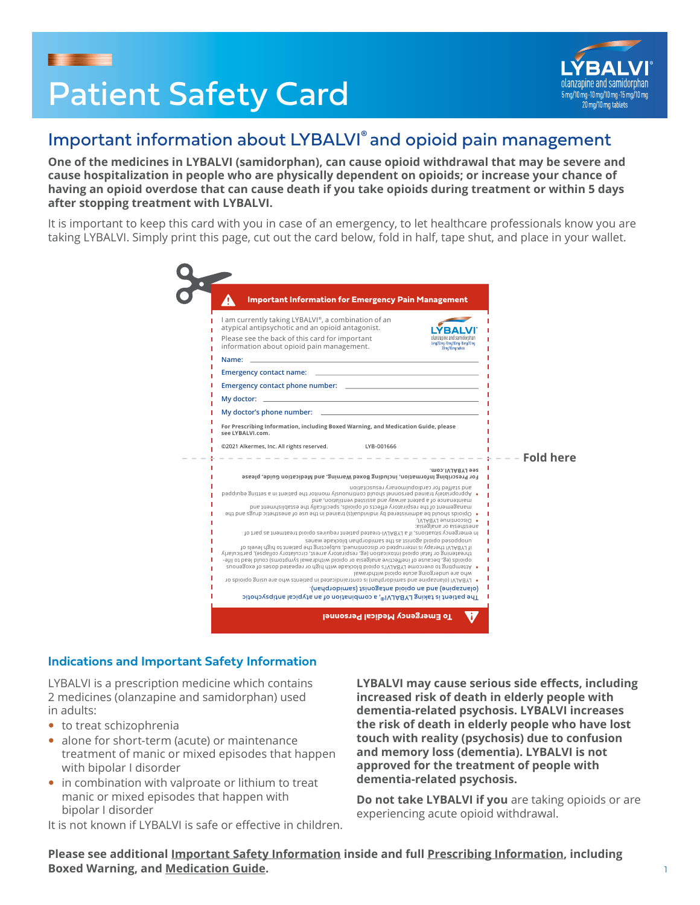# Patient Safety Card

LYBALVI®
olanzapine and samidorphan
5 mg/10 mg · 10 mg/10 mg · 15 mg/10 mg
20 mg/10 mg tablets

## Important information about LYBALVI® and opioid pain management

**One of the medicines in LYBALVI (samidorphan), can cause opioid withdrawal that may be severe and cause hospitalization in people who are physically dependent on opioids; or increase your chance of having an opioid overdose that can cause death if you take opioids during treatment or within 5 days after stopping treatment with LYBALVI.**

It is important to keep this card with you in case of an emergency, to let healthcare professionals know you are taking LYBALVI. Simply print this page, cut out the card below, fold in half, tape shut, and place in your wallet.

**Important Information for Emergency Pain Management**

I am currently taking LYBALVI®, a combination of an atypical antipsychotic and an opioid antagonist.

Please see the back of this card for important information about opioid pain management.

Name: ______________________

Emergency contact name: ______________________

Emergency contact phone number: ______________________

My doctor: ______________________

My doctor's phone number: ______________________

**For Prescribing Information, including Boxed Warning, and Medication Guide, please see LYBALVI.com.**

©2021 Alkermes, Inc. All rights reserved. LYB-001666

Fold here

**To Emergency Medical Personnel**

The patient is taking LYBALVI®, a combination of an atypical antipsychotic (olanzapine) and an opioid antagonist (samidorphan).

- LYBALVI (olanzapine and samidorphan) is contraindicated in patients who are using opioids or who are undergoing acute opioid withdrawal
- Attempting to overcome LYBALVI's opioid blockade with high or repeated doses of exogenous opioids (eg, because of ineffective analgesia or opioid withdrawal symptoms) could lead to life-threatening or fatal opioid intoxication (eg, respiratory arrest, circulatory collapse), particularly if LYBALVI therapy is interrupted or discontinued, subjecting the patient to high levels of unopposed opioid agonist as the samidorphan blockade wanes

In emergency situations, if a LYBALVI-treated patient requires opioid treatment as part of anesthesia or analgesia:

- Discontinue LYBALVI.
- Opioids should be administered by individual(s) trained in the use of anesthetic drugs and the management of the respiratory effects of opioids, specifically the establishment and maintenance of a patent airway and assisted ventilation, and
- Appropriately trained personnel should continuously monitor the patient in a setting equipped and staffed for cardiopulmonary resuscitation

**For Prescribing Information, including Boxed Warning, and Medication Guide, please see LYBALVI.com.**

### Indications and Important Safety Information

LYBALVI is a prescription medicine which contains 2 medicines (olanzapine and samidorphan) used in adults:

- to treat schizophrenia
- alone for short-term (acute) or maintenance treatment of manic or mixed episodes that happen with bipolar I disorder
- in combination with valproate or lithium to treat manic or mixed episodes that happen with bipolar I disorder

It is not known if LYBALVI is safe or effective in children.

**LYBALVI may cause serious side effects, including increased risk of death in elderly people with dementia-related psychosis. LYBALVI increases the risk of death in elderly people who have lost touch with reality (psychosis) due to confusion and memory loss (dementia). LYBALVI is not approved for the treatment of people with dementia-related psychosis.**

**Do not take LYBALVI if you** are taking opioids or are experiencing acute opioid withdrawal.

**Please see additional Important Safety Information inside and full Prescribing Information, including Boxed Warning, and Medication Guide.**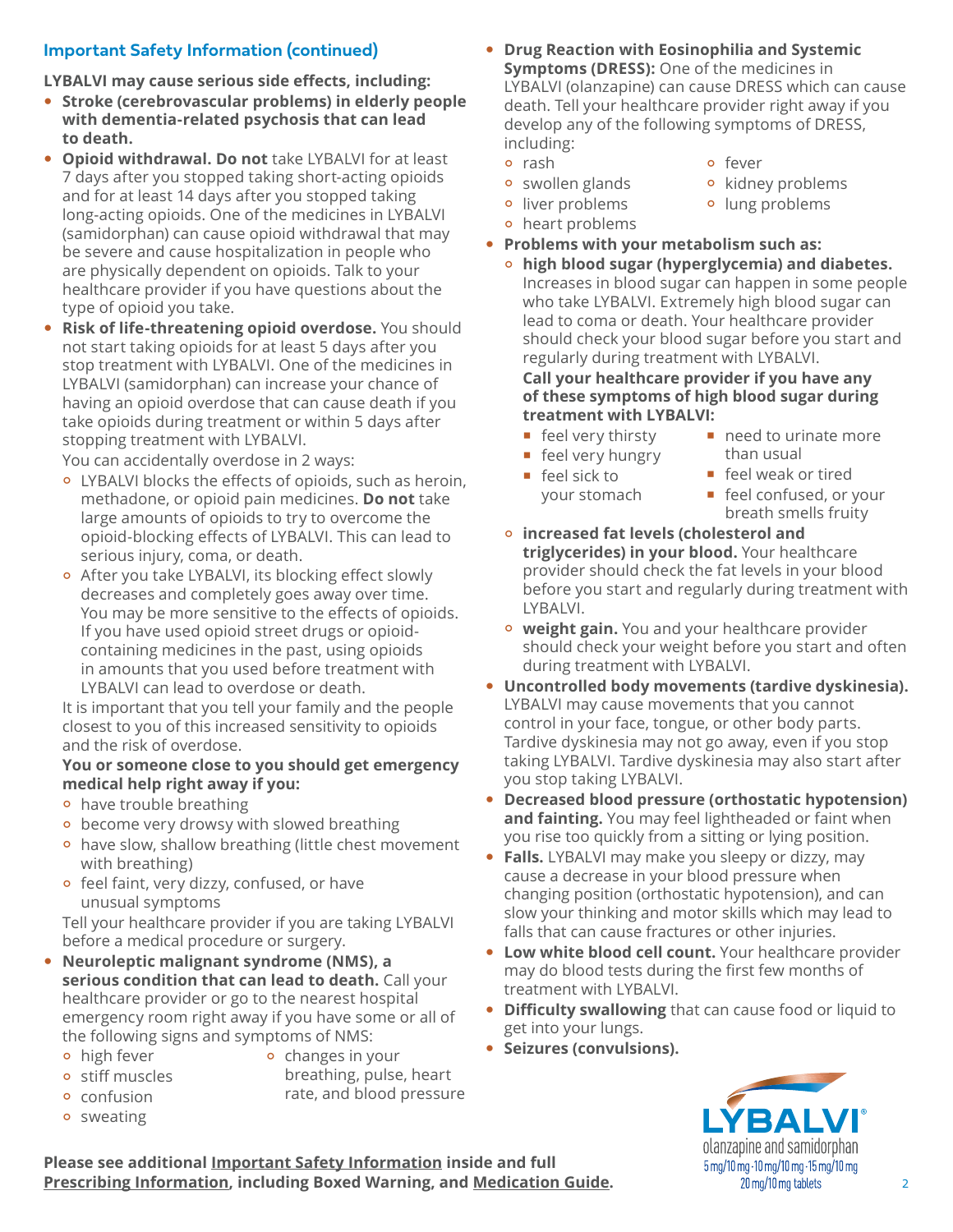## Important Safety Information (continued)

**LYBALVI may cause serious side effects, including:**

- **Stroke (cerebrovascular problems) in elderly people with dementia-related psychosis that can lead to death.**
- **Opioid withdrawal. Do not** take LYBALVI for at least 7 days after you stopped taking short-acting opioids and for at least 14 days after you stopped taking long-acting opioids. One of the medicines in LYBALVI (samidorphan) can cause opioid withdrawal that may be severe and cause hospitalization in people who are physically dependent on opioids. Talk to your healthcare provider if you have questions about the type of opioid you take.
- **Risk of life-threatening opioid overdose.** You should not start taking opioids for at least 5 days after you stop treatment with LYBALVI. One of the medicines in LYBALVI (samidorphan) can increase your chance of having an opioid overdose that can cause death if you take opioids during treatment or within 5 days after stopping treatment with LYBALVI.

  You can accidentally overdose in 2 ways:
  - LYBALVI blocks the effects of opioids, such as heroin, methadone, or opioid pain medicines. **Do not** take large amounts of opioids to try to overcome the opioid-blocking effects of LYBALVI. This can lead to serious injury, coma, or death.
  - After you take LYBALVI, its blocking effect slowly decreases and completely goes away over time. You may be more sensitive to the effects of opioids. If you have used opioid street drugs or opioid-containing medicines in the past, using opioids in amounts that you used before treatment with LYBALVI can lead to overdose or death.

  It is important that you tell your family and the people closest to you of this increased sensitivity to opioids and the risk of overdose.

  **You or someone close to you should get emergency medical help right away if you:**
  - have trouble breathing
  - become very drowsy with slowed breathing
  - have slow, shallow breathing (little chest movement with breathing)
  - feel faint, very dizzy, confused, or have unusual symptoms

  Tell your healthcare provider if you are taking LYBALVI before a medical procedure or surgery.
- **Neuroleptic malignant syndrome (NMS), a serious condition that can lead to death.** Call your healthcare provider or go to the nearest hospital emergency room right away if you have some or all of the following signs and symptoms of NMS:
  - high fever
  - stiff muscles
  - confusion
  - sweating
  - changes in your breathing, pulse, heart rate, and blood pressure
- **Drug Reaction with Eosinophilia and Systemic Symptoms (DRESS):** One of the medicines in LYBALVI (olanzapine) can cause DRESS which can cause death. Tell your healthcare provider right away if you develop any of the following symptoms of DRESS, including:
  - rash
  - swollen glands
  - liver problems
  - heart problems
  - fever
  - kidney problems
  - lung problems
- **Problems with your metabolism such as:**
  - **high blood sugar (hyperglycemia) and diabetes.** Increases in blood sugar can happen in some people who take LYBALVI. Extremely high blood sugar can lead to coma or death. Your healthcare provider should check your blood sugar before you start and regularly during treatment with LYBALVI.

    **Call your healthcare provider if you have any of these symptoms of high blood sugar during treatment with LYBALVI:**
    - feel very thirsty
    - feel very hungry
    - feel sick to your stomach
    - need to urinate more than usual
    - feel weak or tired
    - feel confused, or your breath smells fruity
  - **increased fat levels (cholesterol and triglycerides) in your blood.** Your healthcare provider should check the fat levels in your blood before you start and regularly during treatment with LYBALVI.
  - **weight gain.** You and your healthcare provider should check your weight before you start and often during treatment with LYBALVI.
- **Uncontrolled body movements (tardive dyskinesia).** LYBALVI may cause movements that you cannot control in your face, tongue, or other body parts. Tardive dyskinesia may not go away, even if you stop taking LYBALVI. Tardive dyskinesia may also start after you stop taking LYBALVI.
- **Decreased blood pressure (orthostatic hypotension) and fainting.** You may feel lightheaded or faint when you rise too quickly from a sitting or lying position.
- **Falls.** LYBALVI may make you sleepy or dizzy, may cause a decrease in your blood pressure when changing position (orthostatic hypotension), and can slow your thinking and motor skills which may lead to falls that can cause fractures or other injuries.
- **Low white blood cell count.** Your healthcare provider may do blood tests during the first few months of treatment with LYBALVI.
- **Difficulty swallowing** that can cause food or liquid to get into your lungs.
- **Seizures (convulsions).**

**Please see additional Important Safety Information inside and full Prescribing Information, including Boxed Warning, and Medication Guide.**

LYBALVI® olanzapine and samidorphan 5 mg/10 mg · 10 mg/10 mg · 15 mg/10 mg 20 mg/10 mg tablets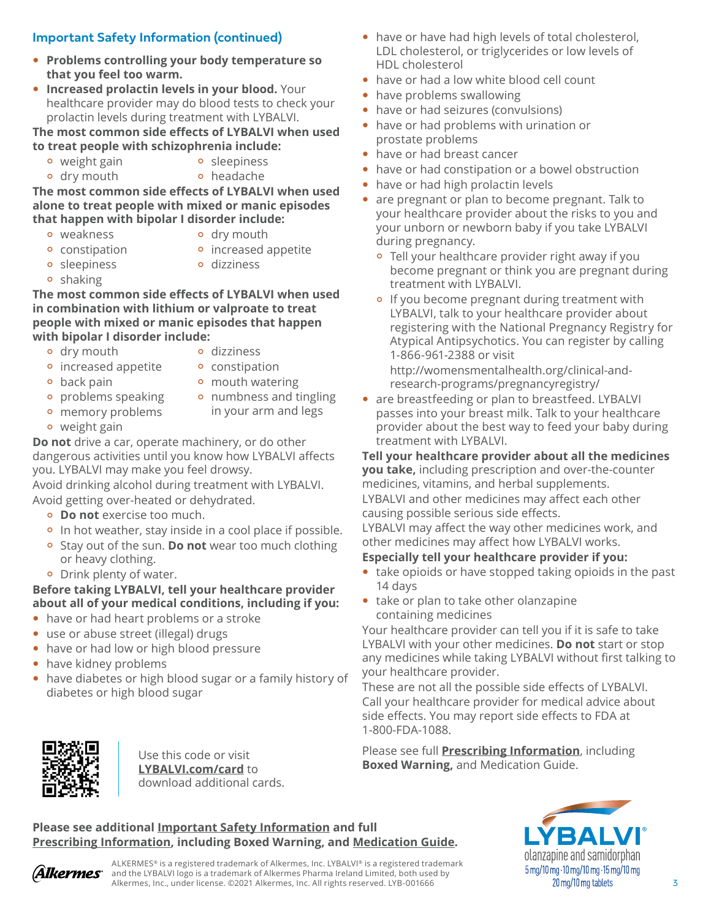## Important Safety Information (continued)

- **Problems controlling your body temperature so that you feel too warm.**
- **Increased prolactin levels in your blood.** Your healthcare provider may do blood tests to check your prolactin levels during treatment with LYBALVI.

**The most common side effects of LYBALVI when used to treat people with schizophrenia include:**

- weight gain
- sleepiness
- dry mouth
- headache

**The most common side effects of LYBALVI when used alone to treat people with mixed or manic episodes that happen with bipolar I disorder include:**

- weakness
- dry mouth
- constipation
- increased appetite
- sleepiness
- dizziness
- shaking

**The most common side effects of LYBALVI when used in combination with lithium or valproate to treat people with mixed or manic episodes that happen with bipolar I disorder include:**

- dry mouth
- dizziness
- increased appetite
- constipation
- back pain
- mouth watering
- problems speaking
- numbness and tingling in your arm and legs
- memory problems
- weight gain

**Do not** drive a car, operate machinery, or do other dangerous activities until you know how LYBALVI affects you. LYBALVI may make you feel drowsy.

Avoid drinking alcohol during treatment with LYBALVI.

Avoid getting over-heated or dehydrated.

- **Do not** exercise too much.
- In hot weather, stay inside in a cool place if possible.
- Stay out of the sun. **Do not** wear too much clothing or heavy clothing.
- Drink plenty of water.

**Before taking LYBALVI, tell your healthcare provider about all of your medical conditions, including if you:**

- have or had heart problems or a stroke
- use or abuse street (illegal) drugs
- have or had low or high blood pressure
- have kidney problems
- have diabetes or high blood sugar or a family history of diabetes or high blood sugar
- have or have had high levels of total cholesterol, LDL cholesterol, or triglycerides or low levels of HDL cholesterol
- have or had a low white blood cell count
- have problems swallowing
- have or had seizures (convulsions)
- have or had problems with urination or prostate problems
- have or had breast cancer
- have or had constipation or a bowel obstruction
- have or had high prolactin levels
- are pregnant or plan to become pregnant. Talk to your healthcare provider about the risks to you and your unborn or newborn baby if you take LYBALVI during pregnancy.
  - Tell your healthcare provider right away if you become pregnant or think you are pregnant during treatment with LYBALVI.
  - If you become pregnant during treatment with LYBALVI, talk to your healthcare provider about registering with the National Pregnancy Registry for Atypical Antipsychotics. You can register by calling 1-866-961-2388 or visit http://womensmentalhealth.org/clinical-and-research-programs/pregnancyregistry/
- are breastfeeding or plan to breastfeed. LYBALVI passes into your breast milk. Talk to your healthcare provider about the best way to feed your baby during treatment with LYBALVI.

**Tell your healthcare provider about all the medicines you take,** including prescription and over-the-counter medicines, vitamins, and herbal supplements.

LYBALVI and other medicines may affect each other causing possible serious side effects.

LYBALVI may affect the way other medicines work, and other medicines may affect how LYBALVI works.

**Especially tell your healthcare provider if you:**

- take opioids or have stopped taking opioids in the past 14 days
- take or plan to take other olanzapine containing medicines

Your healthcare provider can tell you if it is safe to take LYBALVI with your other medicines. **Do not** start or stop any medicines while taking LYBALVI without first talking to your healthcare provider.

These are not all the possible side effects of LYBALVI. Call your healthcare provider for medical advice about side effects. You may report side effects to FDA at 1-800-FDA-1088.

Use this code or visit **LYBALVI.com/card** to download additional cards.

Please see full **Prescribing Information**, including **Boxed Warning,** and Medication Guide.

**Please see additional Important Safety Information and full Prescribing Information, including Boxed Warning, and Medication Guide.**

ALKERMES® is a registered trademark of Alkermes, Inc. LYBALVI® is a registered trademark and the LYBALVI logo is a trademark of Alkermes Pharma Ireland Limited, both used by Alkermes, Inc., under license. ©2021 Alkermes, Inc. All rights reserved. LYB-001666

LYBALVI® olanzapine and samidorphan 5 mg/10 mg · 10 mg/10 mg · 15 mg/10 mg 20 mg/10 mg tablets